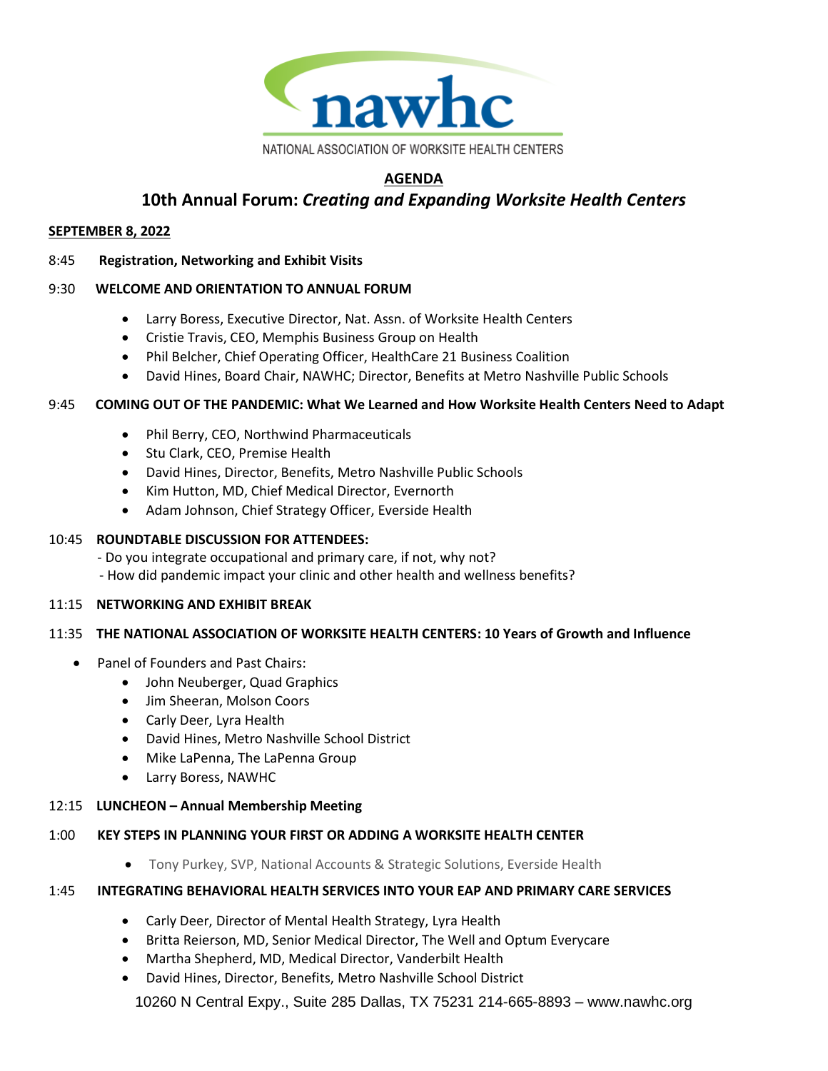nawhc

NATIONAL ASSOCIATION OF WORKSITE HEALTH CENTERS

# AGENDA

## 10th Annual Forum: *Creating and Expanding Worksite Health Centers*

**SEPTEMBER 8, 2022**

8:45 **Registration, Networking and Exhibit Visits**

9:30 **WELCOME AND ORIENTATION TO ANNUAL FORUM**

- Larry Boress, Executive Director, Nat. Assn. of Worksite Health Centers
- Cristie Travis, CEO, Memphis Business Group on Health
- Phil Belcher, Chief Operating Officer, HealthCare 21 Business Coalition
- David Hines, Board Chair, NAWHC; Director, Benefits at Metro Nashville Public Schools

9:45 **COMING OUT OF THE PANDEMIC: What We Learned and How Worksite Health Centers Need to Adapt**

- Phil Berry, CEO, Northwind Pharmaceuticals
- Stu Clark, CEO, Premise Health
- David Hines, Director, Benefits, Metro Nashville Public Schools
- Kim Hutton, MD, Chief Medical Director, Evernorth
- Adam Johnson, Chief Strategy Officer, Everside Health

10:45 **ROUNDTABLE DISCUSSION FOR ATTENDEES:**
- Do you integrate occupational and primary care, if not, why not?
- How did pandemic impact your clinic and other health and wellness benefits?

11:15 **NETWORKING AND EXHIBIT BREAK**

11:35 **THE NATIONAL ASSOCIATION OF WORKSITE HEALTH CENTERS: 10 Years of Growth and Influence**

- Panel of Founders and Past Chairs:
  - John Neuberger, Quad Graphics
  - Jim Sheeran, Molson Coors
  - Carly Deer, Lyra Health
  - David Hines, Metro Nashville School District
  - Mike LaPenna, The LaPenna Group
  - Larry Boress, NAWHC

12:15 **LUNCHEON – Annual Membership Meeting**

1:00 **KEY STEPS IN PLANNING YOUR FIRST OR ADDING A WORKSITE HEALTH CENTER**

- Tony Purkey, SVP, National Accounts & Strategic Solutions, Everside Health

1:45 **INTEGRATING BEHAVIORAL HEALTH SERVICES INTO YOUR EAP AND PRIMARY CARE SERVICES**

- Carly Deer, Director of Mental Health Strategy, Lyra Health
- Britta Reierson, MD, Senior Medical Director, The Well and Optum Everycare
- Martha Shepherd, MD, Medical Director, Vanderbilt Health
- David Hines, Director, Benefits, Metro Nashville School District

10260 N Central Expy., Suite 285 Dallas, TX 75231 214-665-8893 – www.nawhc.org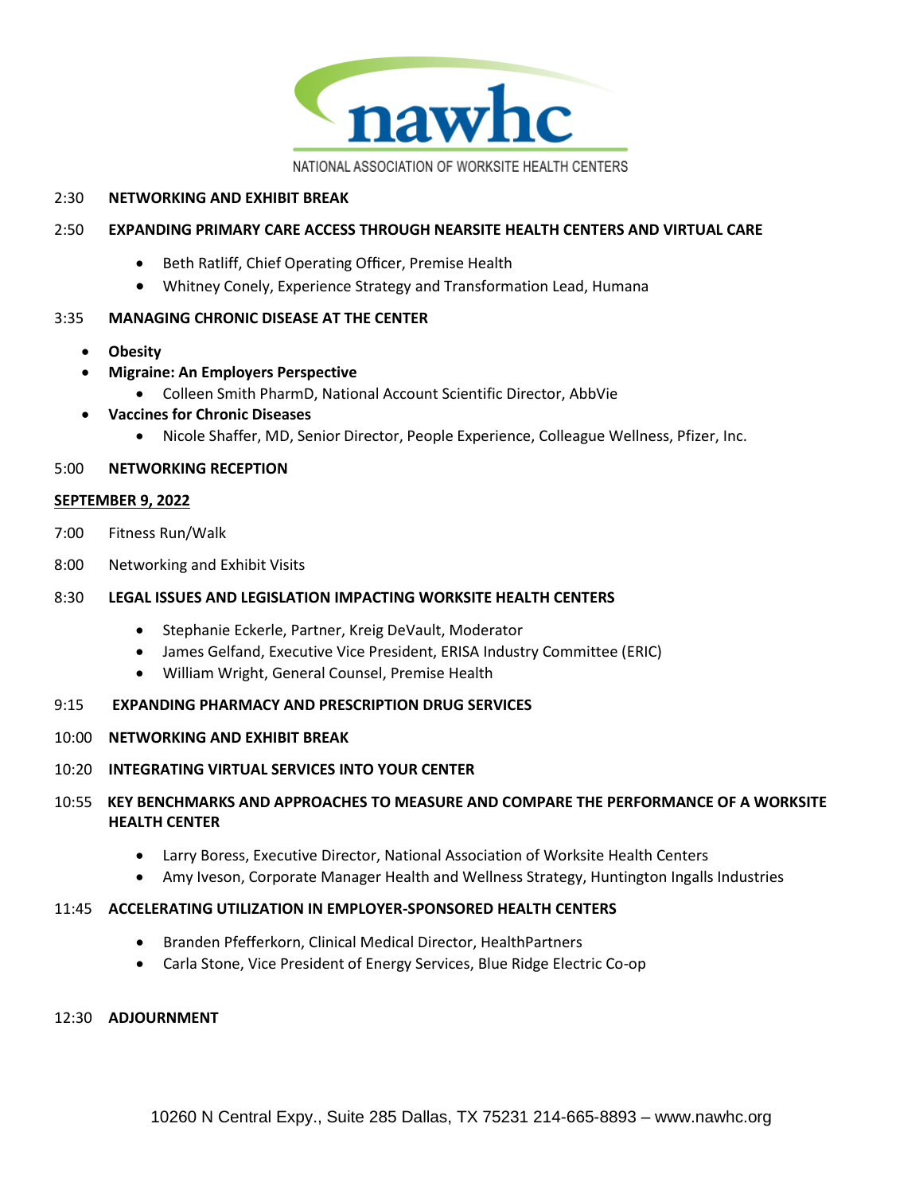nawhc

NATIONAL ASSOCIATION OF WORKSITE HEALTH CENTERS

2:30 **NETWORKING AND EXHIBIT BREAK**

2:50 **EXPANDING PRIMARY CARE ACCESS THROUGH NEARSITE HEALTH CENTERS AND VIRTUAL CARE**

- Beth Ratliff, Chief Operating Officer, Premise Health
- Whitney Conely, Experience Strategy and Transformation Lead, Humana

3:35 **MANAGING CHRONIC DISEASE AT THE CENTER**

- **Obesity**
- **Migraine: An Employers Perspective**
  - Colleen Smith PharmD, National Account Scientific Director, AbbVie
- **Vaccines for Chronic Diseases**
  - Nicole Shaffer, MD, Senior Director, People Experience, Colleague Wellness, Pfizer, Inc.

5:00 **NETWORKING RECEPTION**

**SEPTEMBER 9, 2022**

7:00 Fitness Run/Walk

8:00 Networking and Exhibit Visits

8:30 **LEGAL ISSUES AND LEGISLATION IMPACTING WORKSITE HEALTH CENTERS**

- Stephanie Eckerle, Partner, Kreig DeVault, Moderator
- James Gelfand, Executive Vice President, ERISA Industry Committee (ERIC)
- William Wright, General Counsel, Premise Health

9:15 **EXPANDING PHARMACY AND PRESCRIPTION DRUG SERVICES**

10:00 **NETWORKING AND EXHIBIT BREAK**

10:20 **INTEGRATING VIRTUAL SERVICES INTO YOUR CENTER**

10:55 **KEY BENCHMARKS AND APPROACHES TO MEASURE AND COMPARE THE PERFORMANCE OF A WORKSITE HEALTH CENTER**

- Larry Boress, Executive Director, National Association of Worksite Health Centers
- Amy Iveson, Corporate Manager Health and Wellness Strategy, Huntington Ingalls Industries

11:45 **ACCELERATING UTILIZATION IN EMPLOYER-SPONSORED HEALTH CENTERS**

- Branden Pfefferkorn, Clinical Medical Director, HealthPartners
- Carla Stone, Vice President of Energy Services, Blue Ridge Electric Co-op

12:30 **ADJOURNMENT**

10260 N Central Expy., Suite 285 Dallas, TX 75231 214-665-8893 – www.nawhc.org